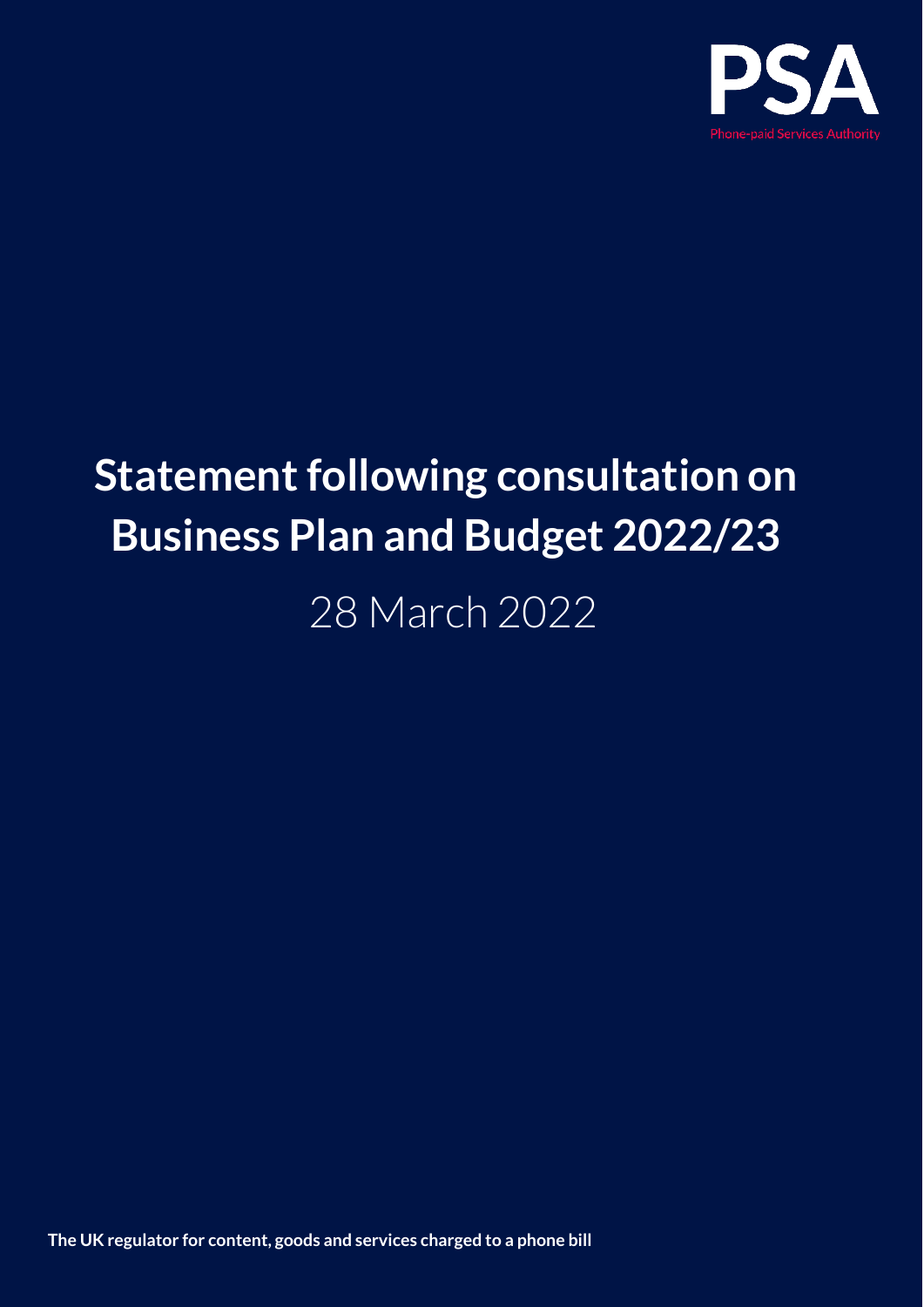PSA

Phone-paid Services Authority

# Statement following consultation on Business Plan and Budget 2022/23

28 March 2022

**The UK regulator for content, goods and services charged to a phone bill**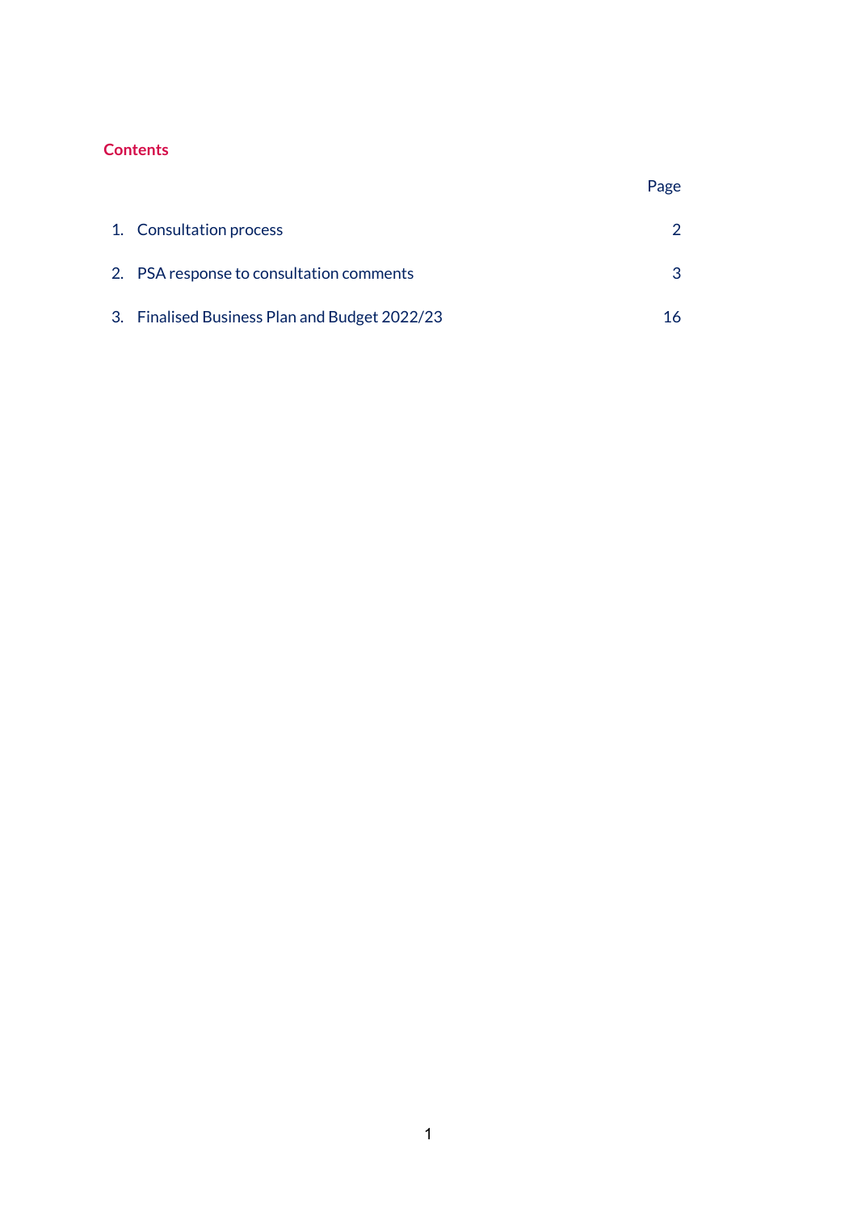## Contents

| | Page |
|---|---|
| 1. Consultation process | 2 |
| 2. PSA response to consultation comments | 3 |
| 3. Finalised Business Plan and Budget 2022/23 | 16 |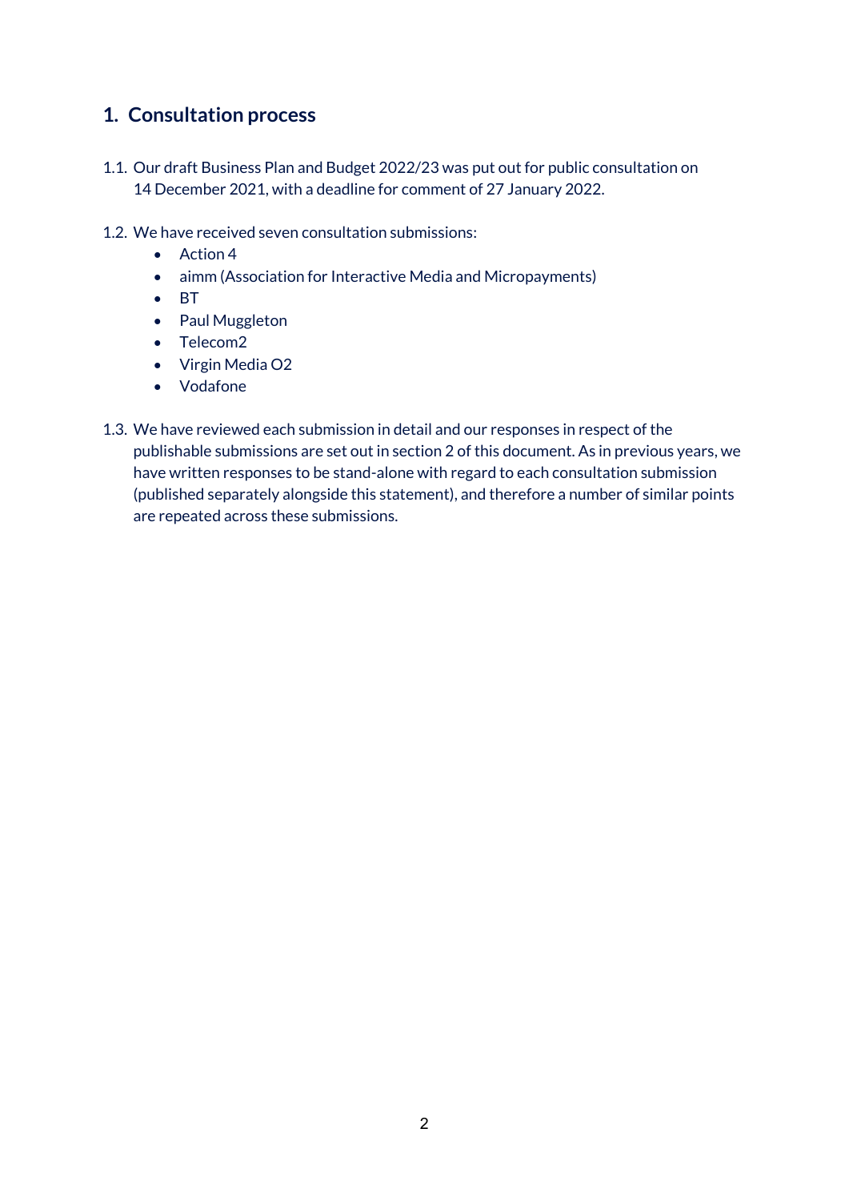## 1. Consultation process

1.1. Our draft Business Plan and Budget 2022/23 was put out for public consultation on 14 December 2021, with a deadline for comment of 27 January 2022.

1.2. We have received seven consultation submissions:

- Action 4
- aimm (Association for Interactive Media and Micropayments)
- BT
- Paul Muggleton
- Telecom2
- Virgin Media O2
- Vodafone

1.3. We have reviewed each submission in detail and our responses in respect of the publishable submissions are set out in section 2 of this document. As in previous years, we have written responses to be stand-alone with regard to each consultation submission (published separately alongside this statement), and therefore a number of similar points are repeated across these submissions.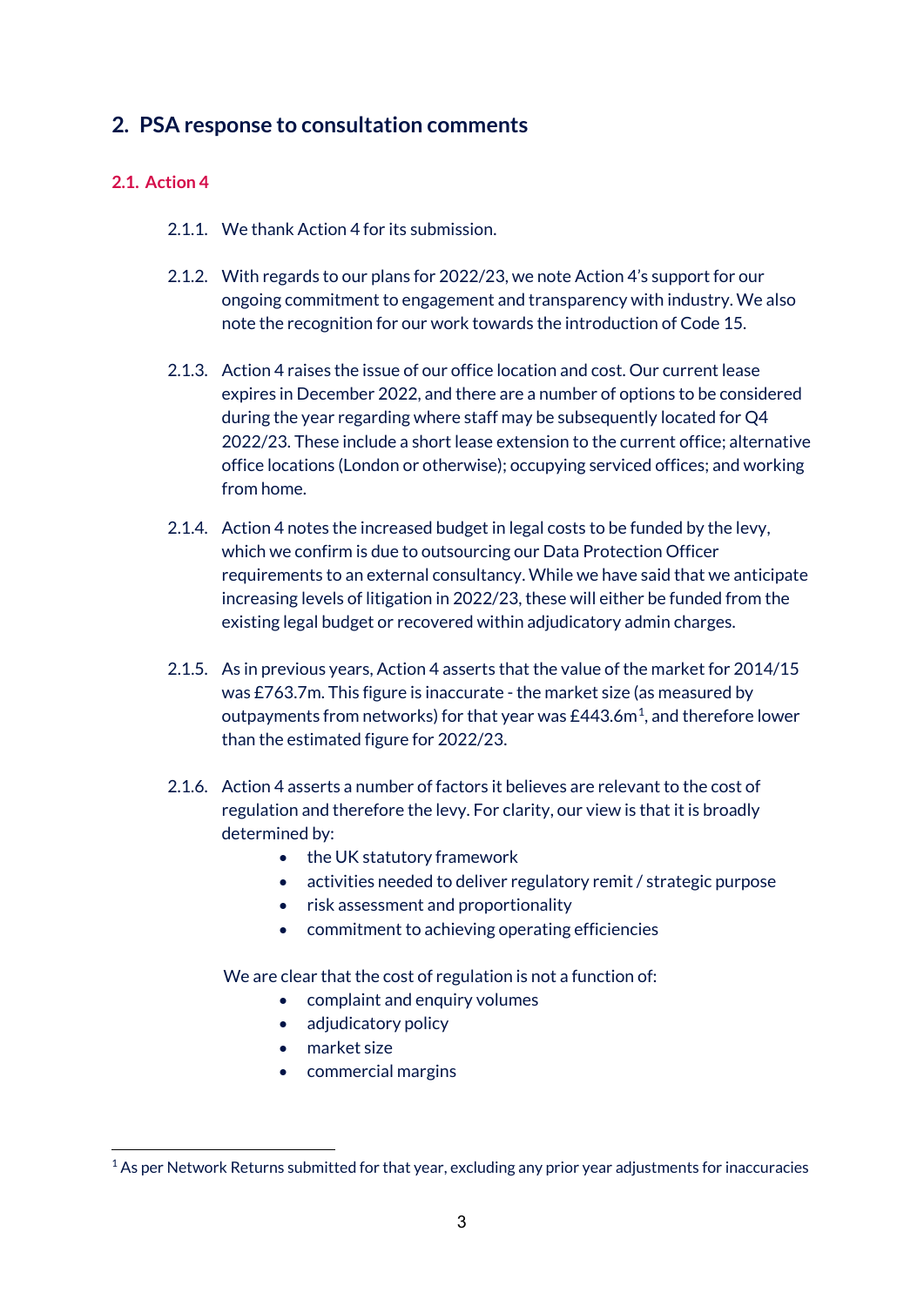## 2. PSA response to consultation comments

### 2.1. Action 4

2.1.1. We thank Action 4 for its submission.

2.1.2. With regards to our plans for 2022/23, we note Action 4's support for our ongoing commitment to engagement and transparency with industry. We also note the recognition for our work towards the introduction of Code 15.

2.1.3. Action 4 raises the issue of our office location and cost. Our current lease expires in December 2022, and there are a number of options to be considered during the year regarding where staff may be subsequently located for Q4 2022/23. These include a short lease extension to the current office; alternative office locations (London or otherwise); occupying serviced offices; and working from home.

2.1.4. Action 4 notes the increased budget in legal costs to be funded by the levy, which we confirm is due to outsourcing our Data Protection Officer requirements to an external consultancy. While we have said that we anticipate increasing levels of litigation in 2022/23, these will either be funded from the existing legal budget or recovered within adjudicatory admin charges.

2.1.5. As in previous years, Action 4 asserts that the value of the market for 2014/15 was £763.7m. This figure is inaccurate - the market size (as measured by outpayments from networks) for that year was £443.6m[1], and therefore lower than the estimated figure for 2022/23.

2.1.6. Action 4 asserts a number of factors it believes are relevant to the cost of regulation and therefore the levy. For clarity, our view is that it is broadly determined by:

- the UK statutory framework
- activities needed to deliver regulatory remit / strategic purpose
- risk assessment and proportionality
- commitment to achieving operating efficiencies

We are clear that the cost of regulation is not a function of:

- complaint and enquiry volumes
- adjudicatory policy
- market size
- commercial margins

[1] As per Network Returns submitted for that year, excluding any prior year adjustments for inaccuracies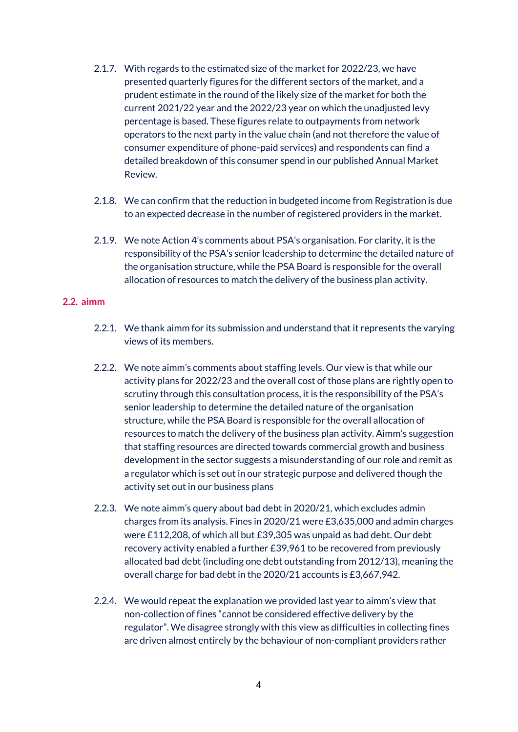2.1.7. With regards to the estimated size of the market for 2022/23, we have presented quarterly figures for the different sectors of the market, and a prudent estimate in the round of the likely size of the market for both the current 2021/22 year and the 2022/23 year on which the unadjusted levy percentage is based. These figures relate to outpayments from network operators to the next party in the value chain (and not therefore the value of consumer expenditure of phone-paid services) and respondents can find a detailed breakdown of this consumer spend in our published Annual Market Review.

2.1.8. We can confirm that the reduction in budgeted income from Registration is due to an expected decrease in the number of registered providers in the market.

2.1.9. We note Action 4's comments about PSA's organisation. For clarity, it is the responsibility of the PSA's senior leadership to determine the detailed nature of the organisation structure, while the PSA Board is responsible for the overall allocation of resources to match the delivery of the business plan activity.

## 2.2. aimm

2.2.1. We thank aimm for its submission and understand that it represents the varying views of its members.

2.2.2. We note aimm's comments about staffing levels. Our view is that while our activity plans for 2022/23 and the overall cost of those plans are rightly open to scrutiny through this consultation process, it is the responsibility of the PSA's senior leadership to determine the detailed nature of the organisation structure, while the PSA Board is responsible for the overall allocation of resources to match the delivery of the business plan activity. Aimm's suggestion that staffing resources are directed towards commercial growth and business development in the sector suggests a misunderstanding of our role and remit as a regulator which is set out in our strategic purpose and delivered though the activity set out in our business plans

2.2.3. We note aimm's query about bad debt in 2020/21, which excludes admin charges from its analysis. Fines in 2020/21 were £3,635,000 and admin charges were £112,208, of which all but £39,305 was unpaid as bad debt. Our debt recovery activity enabled a further £39,961 to be recovered from previously allocated bad debt (including one debt outstanding from 2012/13), meaning the overall charge for bad debt in the 2020/21 accounts is £3,667,942.

2.2.4. We would repeat the explanation we provided last year to aimm's view that non-collection of fines "cannot be considered effective delivery by the regulator". We disagree strongly with this view as difficulties in collecting fines are driven almost entirely by the behaviour of non-compliant providers rather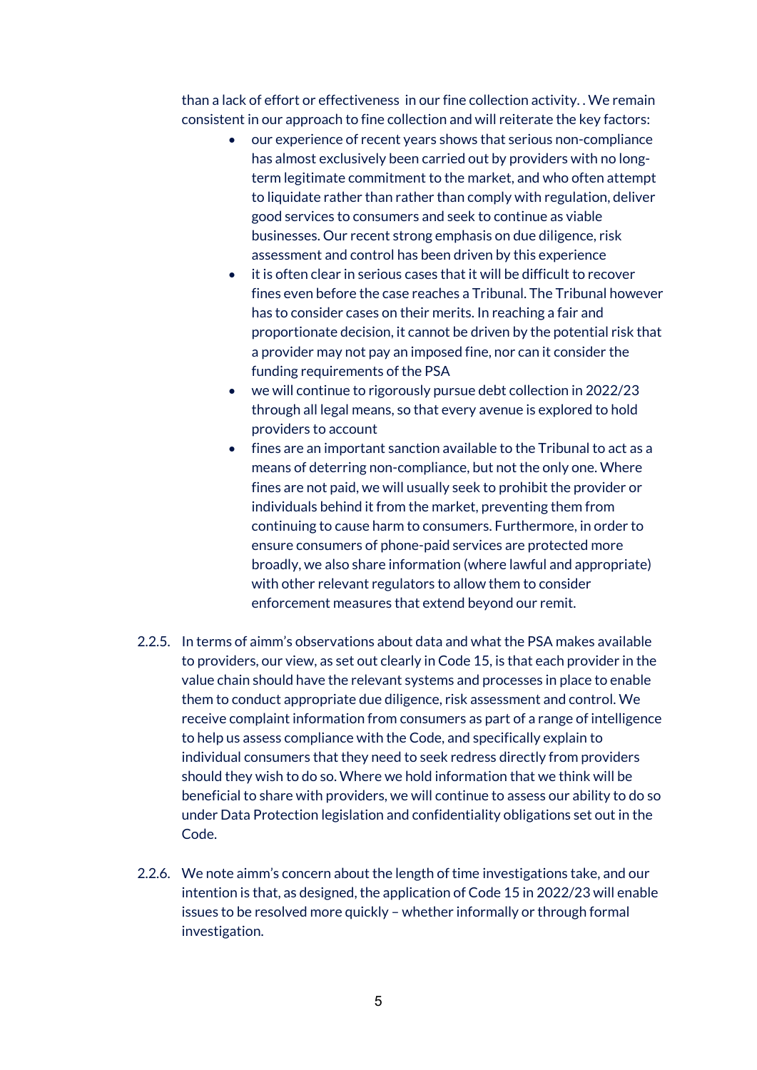than a lack of effort or effectiveness in our fine collection activity. . We remain consistent in our approach to fine collection and will reiterate the key factors:

- our experience of recent years shows that serious non-compliance has almost exclusively been carried out by providers with no long-term legitimate commitment to the market, and who often attempt to liquidate rather than rather than comply with regulation, deliver good services to consumers and seek to continue as viable businesses. Our recent strong emphasis on due diligence, risk assessment and control has been driven by this experience
- it is often clear in serious cases that it will be difficult to recover fines even before the case reaches a Tribunal. The Tribunal however has to consider cases on their merits. In reaching a fair and proportionate decision, it cannot be driven by the potential risk that a provider may not pay an imposed fine, nor can it consider the funding requirements of the PSA
- we will continue to rigorously pursue debt collection in 2022/23 through all legal means, so that every avenue is explored to hold providers to account
- fines are an important sanction available to the Tribunal to act as a means of deterring non-compliance, but not the only one. Where fines are not paid, we will usually seek to prohibit the provider or individuals behind it from the market, preventing them from continuing to cause harm to consumers. Furthermore, in order to ensure consumers of phone-paid services are protected more broadly, we also share information (where lawful and appropriate) with other relevant regulators to allow them to consider enforcement measures that extend beyond our remit.

2.2.5. In terms of aimm's observations about data and what the PSA makes available to providers, our view, as set out clearly in Code 15, is that each provider in the value chain should have the relevant systems and processes in place to enable them to conduct appropriate due diligence, risk assessment and control. We receive complaint information from consumers as part of a range of intelligence to help us assess compliance with the Code, and specifically explain to individual consumers that they need to seek redress directly from providers should they wish to do so. Where we hold information that we think will be beneficial to share with providers, we will continue to assess our ability to do so under Data Protection legislation and confidentiality obligations set out in the Code.

2.2.6. We note aimm's concern about the length of time investigations take, and our intention is that, as designed, the application of Code 15 in 2022/23 will enable issues to be resolved more quickly – whether informally or through formal investigation.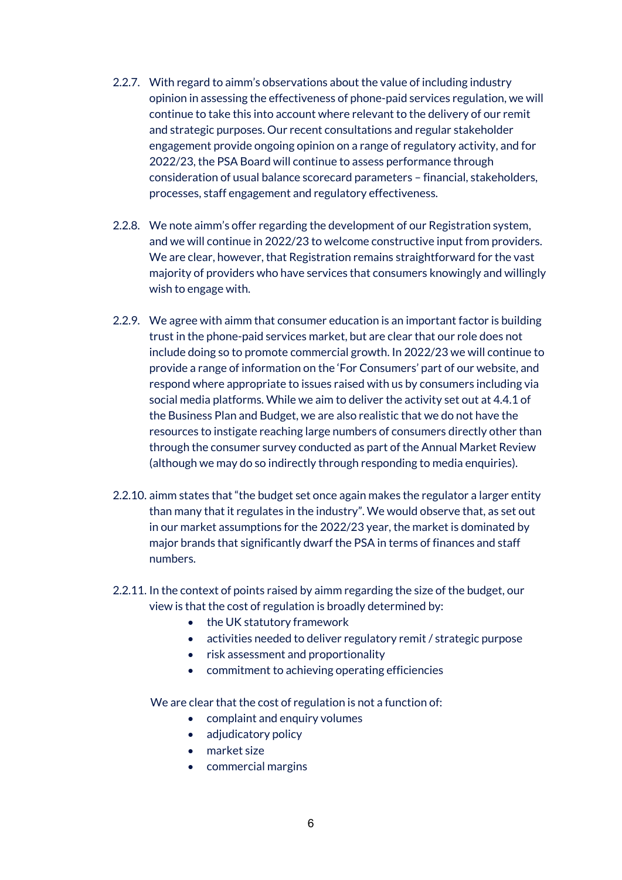2.2.7. With regard to aimm's observations about the value of including industry opinion in assessing the effectiveness of phone-paid services regulation, we will continue to take this into account where relevant to the delivery of our remit and strategic purposes. Our recent consultations and regular stakeholder engagement provide ongoing opinion on a range of regulatory activity, and for 2022/23, the PSA Board will continue to assess performance through consideration of usual balance scorecard parameters – financial, stakeholders, processes, staff engagement and regulatory effectiveness.

2.2.8. We note aimm's offer regarding the development of our Registration system, and we will continue in 2022/23 to welcome constructive input from providers. We are clear, however, that Registration remains straightforward for the vast majority of providers who have services that consumers knowingly and willingly wish to engage with.

2.2.9. We agree with aimm that consumer education is an important factor is building trust in the phone-paid services market, but are clear that our role does not include doing so to promote commercial growth. In 2022/23 we will continue to provide a range of information on the 'For Consumers' part of our website, and respond where appropriate to issues raised with us by consumers including via social media platforms. While we aim to deliver the activity set out at 4.4.1 of the Business Plan and Budget, we are also realistic that we do not have the resources to instigate reaching large numbers of consumers directly other than through the consumer survey conducted as part of the Annual Market Review (although we may do so indirectly through responding to media enquiries).

2.2.10. aimm states that "the budget set once again makes the regulator a larger entity than many that it regulates in the industry". We would observe that, as set out in our market assumptions for the 2022/23 year, the market is dominated by major brands that significantly dwarf the PSA in terms of finances and staff numbers.

2.2.11. In the context of points raised by aimm regarding the size of the budget, our view is that the cost of regulation is broadly determined by:

- the UK statutory framework
- activities needed to deliver regulatory remit / strategic purpose
- risk assessment and proportionality
- commitment to achieving operating efficiencies

We are clear that the cost of regulation is not a function of:

- complaint and enquiry volumes
- adjudicatory policy
- market size
- commercial margins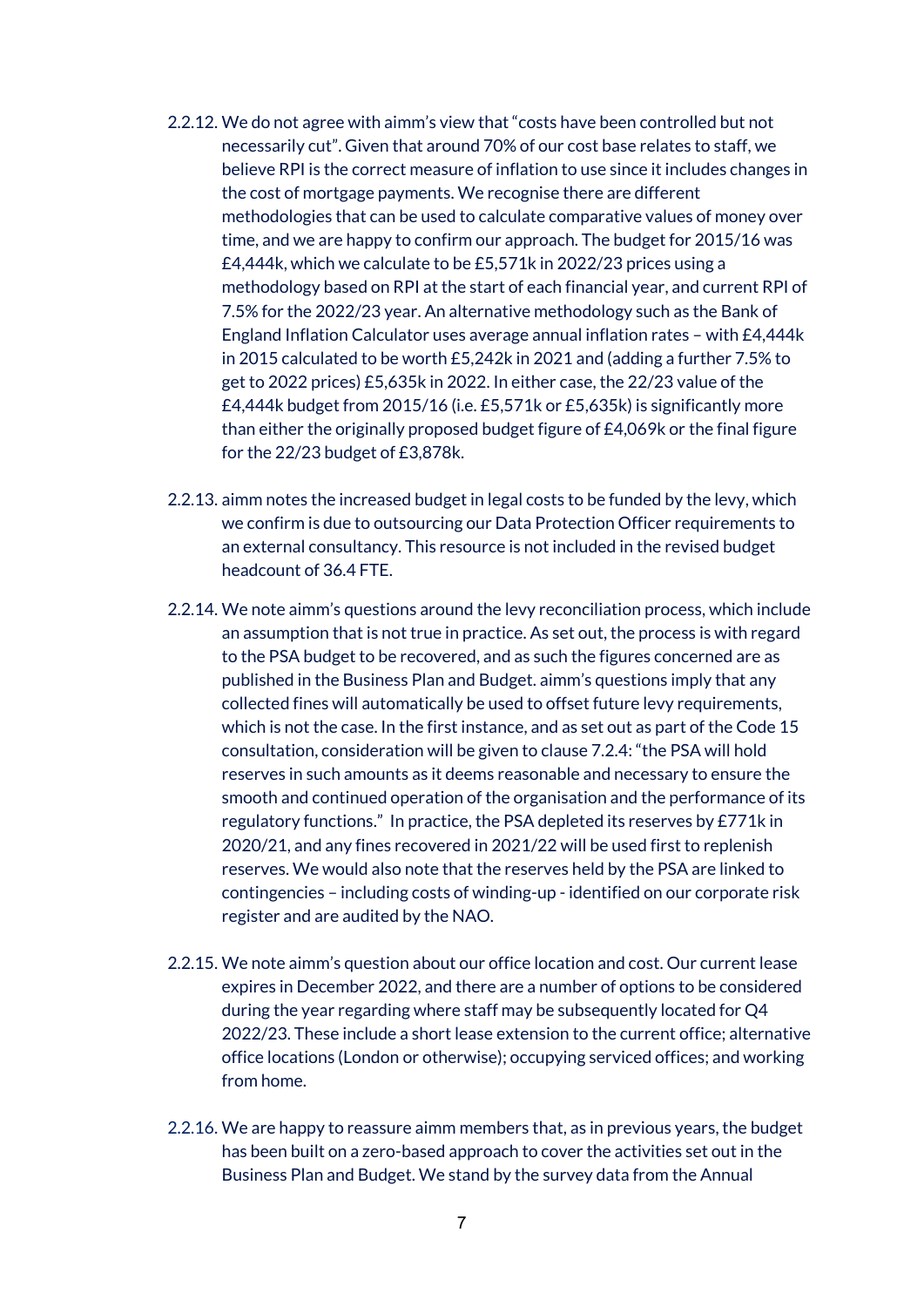2.2.12. We do not agree with aimm's view that "costs have been controlled but not necessarily cut". Given that around 70% of our cost base relates to staff, we believe RPI is the correct measure of inflation to use since it includes changes in the cost of mortgage payments. We recognise there are different methodologies that can be used to calculate comparative values of money over time, and we are happy to confirm our approach. The budget for 2015/16 was £4,444k, which we calculate to be £5,571k in 2022/23 prices using a methodology based on RPI at the start of each financial year, and current RPI of 7.5% for the 2022/23 year. An alternative methodology such as the Bank of England Inflation Calculator uses average annual inflation rates – with £4,444k in 2015 calculated to be worth £5,242k in 2021 and (adding a further 7.5% to get to 2022 prices) £5,635k in 2022. In either case, the 22/23 value of the £4,444k budget from 2015/16 (i.e. £5,571k or £5,635k) is significantly more than either the originally proposed budget figure of £4,069k or the final figure for the 22/23 budget of £3,878k.

2.2.13. aimm notes the increased budget in legal costs to be funded by the levy, which we confirm is due to outsourcing our Data Protection Officer requirements to an external consultancy. This resource is not included in the revised budget headcount of 36.4 FTE.

2.2.14. We note aimm's questions around the levy reconciliation process, which include an assumption that is not true in practice. As set out, the process is with regard to the PSA budget to be recovered, and as such the figures concerned are as published in the Business Plan and Budget. aimm's questions imply that any collected fines will automatically be used to offset future levy requirements, which is not the case. In the first instance, and as set out as part of the Code 15 consultation, consideration will be given to clause 7.2.4: "the PSA will hold reserves in such amounts as it deems reasonable and necessary to ensure the smooth and continued operation of the organisation and the performance of its regulatory functions." In practice, the PSA depleted its reserves by £771k in 2020/21, and any fines recovered in 2021/22 will be used first to replenish reserves. We would also note that the reserves held by the PSA are linked to contingencies – including costs of winding-up - identified on our corporate risk register and are audited by the NAO.

2.2.15. We note aimm's question about our office location and cost. Our current lease expires in December 2022, and there are a number of options to be considered during the year regarding where staff may be subsequently located for Q4 2022/23. These include a short lease extension to the current office; alternative office locations (London or otherwise); occupying serviced offices; and working from home.

2.2.16. We are happy to reassure aimm members that, as in previous years, the budget has been built on a zero-based approach to cover the activities set out in the Business Plan and Budget. We stand by the survey data from the Annual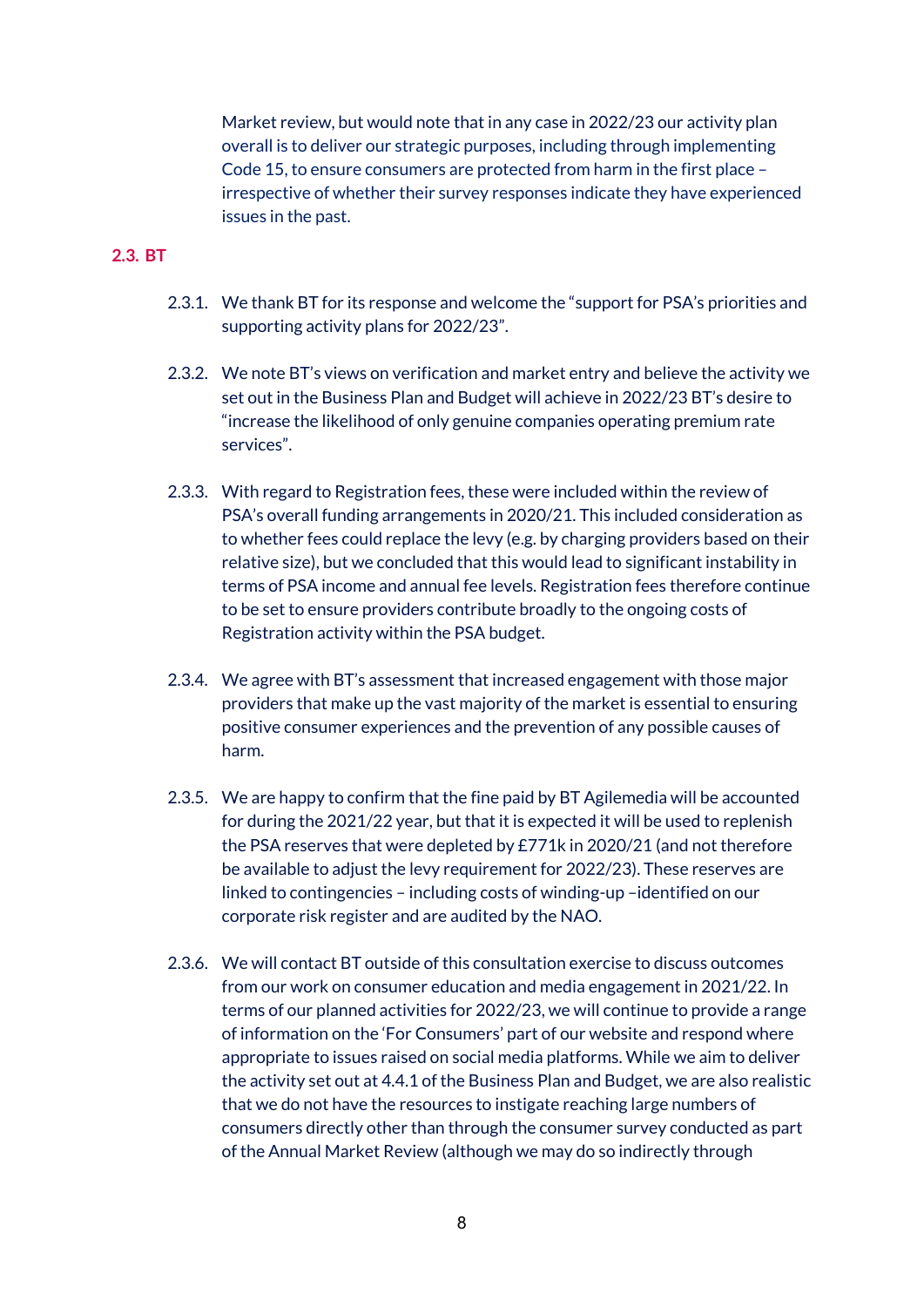Market review, but would note that in any case in 2022/23 our activity plan overall is to deliver our strategic purposes, including through implementing Code 15, to ensure consumers are protected from harm in the first place – irrespective of whether their survey responses indicate they have experienced issues in the past.

### 2.3. BT

2.3.1. We thank BT for its response and welcome the "support for PSA's priorities and supporting activity plans for 2022/23".

2.3.2. We note BT's views on verification and market entry and believe the activity we set out in the Business Plan and Budget will achieve in 2022/23 BT's desire to "increase the likelihood of only genuine companies operating premium rate services".

2.3.3. With regard to Registration fees, these were included within the review of PSA's overall funding arrangements in 2020/21. This included consideration as to whether fees could replace the levy (e.g. by charging providers based on their relative size), but we concluded that this would lead to significant instability in terms of PSA income and annual fee levels. Registration fees therefore continue to be set to ensure providers contribute broadly to the ongoing costs of Registration activity within the PSA budget.

2.3.4. We agree with BT's assessment that increased engagement with those major providers that make up the vast majority of the market is essential to ensuring positive consumer experiences and the prevention of any possible causes of harm.

2.3.5. We are happy to confirm that the fine paid by BT Agilemedia will be accounted for during the 2021/22 year, but that it is expected it will be used to replenish the PSA reserves that were depleted by £771k in 2020/21 (and not therefore be available to adjust the levy requirement for 2022/23). These reserves are linked to contingencies – including costs of winding-up –identified on our corporate risk register and are audited by the NAO.

2.3.6. We will contact BT outside of this consultation exercise to discuss outcomes from our work on consumer education and media engagement in 2021/22. In terms of our planned activities for 2022/23, we will continue to provide a range of information on the 'For Consumers' part of our website and respond where appropriate to issues raised on social media platforms. While we aim to deliver the activity set out at 4.4.1 of the Business Plan and Budget, we are also realistic that we do not have the resources to instigate reaching large numbers of consumers directly other than through the consumer survey conducted as part of the Annual Market Review (although we may do so indirectly through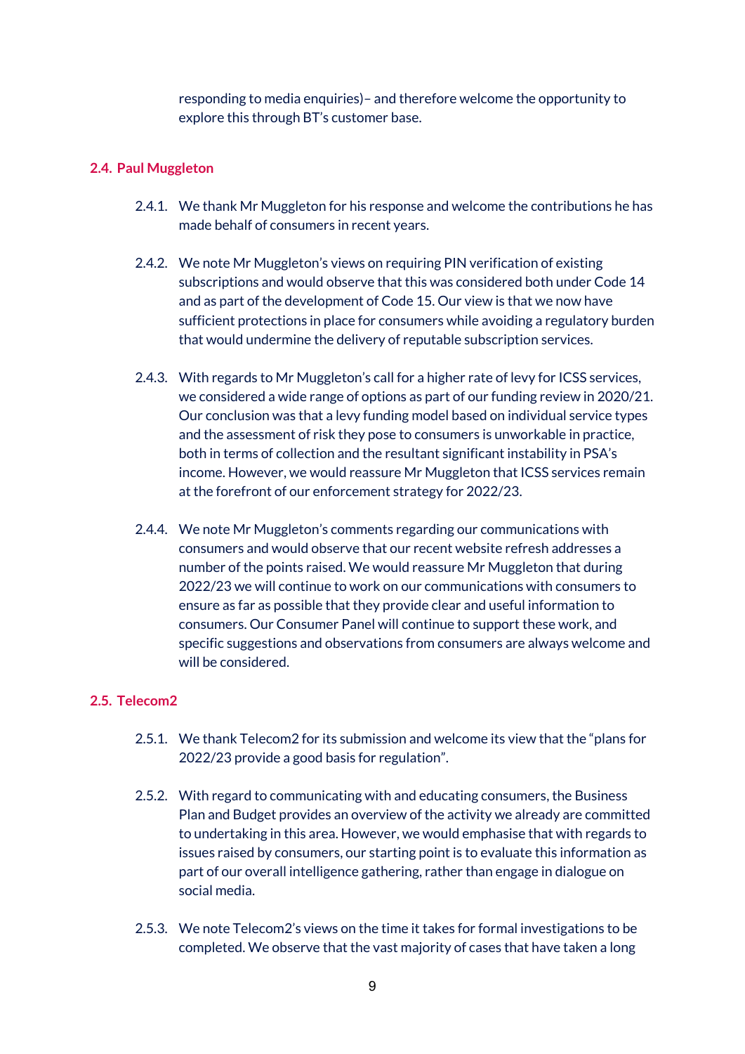responding to media enquiries)– and therefore welcome the opportunity to explore this through BT's customer base.

### 2.4. Paul Muggleton

2.4.1. We thank Mr Muggleton for his response and welcome the contributions he has made behalf of consumers in recent years.

2.4.2. We note Mr Muggleton's views on requiring PIN verification of existing subscriptions and would observe that this was considered both under Code 14 and as part of the development of Code 15. Our view is that we now have sufficient protections in place for consumers while avoiding a regulatory burden that would undermine the delivery of reputable subscription services.

2.4.3. With regards to Mr Muggleton's call for a higher rate of levy for ICSS services, we considered a wide range of options as part of our funding review in 2020/21. Our conclusion was that a levy funding model based on individual service types and the assessment of risk they pose to consumers is unworkable in practice, both in terms of collection and the resultant significant instability in PSA's income. However, we would reassure Mr Muggleton that ICSS services remain at the forefront of our enforcement strategy for 2022/23.

2.4.4. We note Mr Muggleton's comments regarding our communications with consumers and would observe that our recent website refresh addresses a number of the points raised. We would reassure Mr Muggleton that during 2022/23 we will continue to work on our communications with consumers to ensure as far as possible that they provide clear and useful information to consumers. Our Consumer Panel will continue to support these work, and specific suggestions and observations from consumers are always welcome and will be considered.

### 2.5. Telecom2

2.5.1. We thank Telecom2 for its submission and welcome its view that the "plans for 2022/23 provide a good basis for regulation".

2.5.2. With regard to communicating with and educating consumers, the Business Plan and Budget provides an overview of the activity we already are committed to undertaking in this area. However, we would emphasise that with regards to issues raised by consumers, our starting point is to evaluate this information as part of our overall intelligence gathering, rather than engage in dialogue on social media.

2.5.3. We note Telecom2's views on the time it takes for formal investigations to be completed. We observe that the vast majority of cases that have taken a long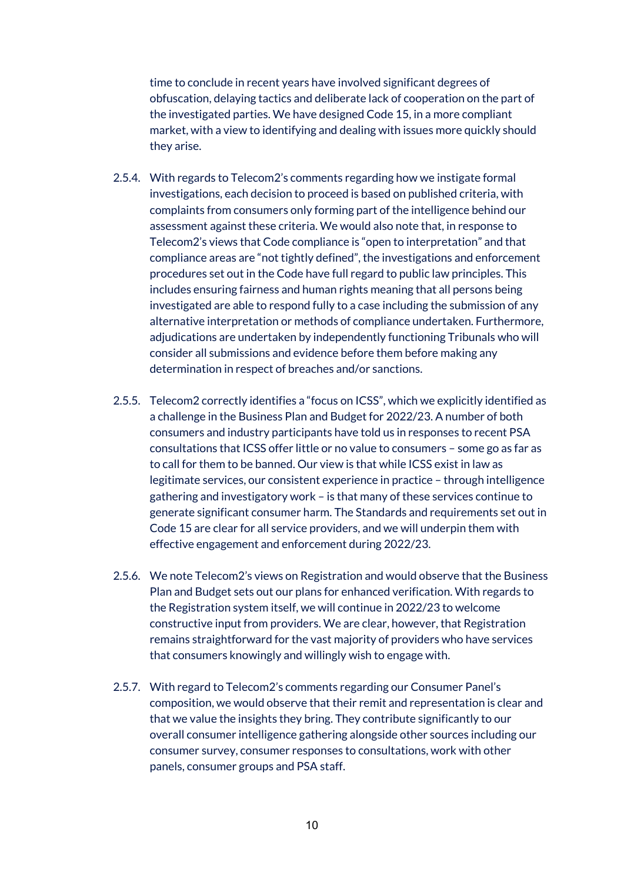time to conclude in recent years have involved significant degrees of obfuscation, delaying tactics and deliberate lack of cooperation on the part of the investigated parties. We have designed Code 15, in a more compliant market, with a view to identifying and dealing with issues more quickly should they arise.

2.5.4. With regards to Telecom2's comments regarding how we instigate formal investigations, each decision to proceed is based on published criteria, with complaints from consumers only forming part of the intelligence behind our assessment against these criteria. We would also note that, in response to Telecom2's views that Code compliance is "open to interpretation" and that compliance areas are "not tightly defined", the investigations and enforcement procedures set out in the Code have full regard to public law principles. This includes ensuring fairness and human rights meaning that all persons being investigated are able to respond fully to a case including the submission of any alternative interpretation or methods of compliance undertaken. Furthermore, adjudications are undertaken by independently functioning Tribunals who will consider all submissions and evidence before them before making any determination in respect of breaches and/or sanctions.

2.5.5. Telecom2 correctly identifies a "focus on ICSS", which we explicitly identified as a challenge in the Business Plan and Budget for 2022/23. A number of both consumers and industry participants have told us in responses to recent PSA consultations that ICSS offer little or no value to consumers – some go as far as to call for them to be banned. Our view is that while ICSS exist in law as legitimate services, our consistent experience in practice – through intelligence gathering and investigatory work – is that many of these services continue to generate significant consumer harm. The Standards and requirements set out in Code 15 are clear for all service providers, and we will underpin them with effective engagement and enforcement during 2022/23.

2.5.6. We note Telecom2's views on Registration and would observe that the Business Plan and Budget sets out our plans for enhanced verification. With regards to the Registration system itself, we will continue in 2022/23 to welcome constructive input from providers. We are clear, however, that Registration remains straightforward for the vast majority of providers who have services that consumers knowingly and willingly wish to engage with.

2.5.7. With regard to Telecom2's comments regarding our Consumer Panel's composition, we would observe that their remit and representation is clear and that we value the insights they bring. They contribute significantly to our overall consumer intelligence gathering alongside other sources including our consumer survey, consumer responses to consultations, work with other panels, consumer groups and PSA staff.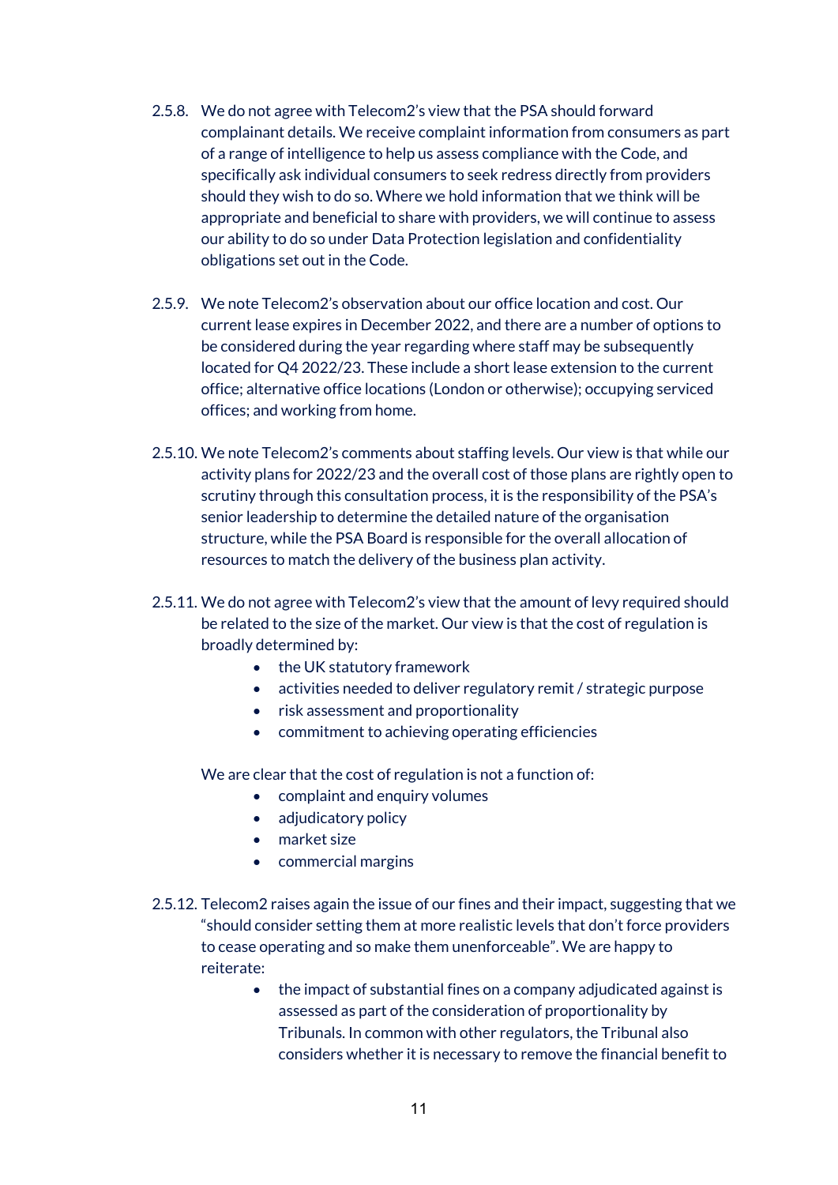2.5.8. We do not agree with Telecom2's view that the PSA should forward complainant details. We receive complaint information from consumers as part of a range of intelligence to help us assess compliance with the Code, and specifically ask individual consumers to seek redress directly from providers should they wish to do so. Where we hold information that we think will be appropriate and beneficial to share with providers, we will continue to assess our ability to do so under Data Protection legislation and confidentiality obligations set out in the Code.

2.5.9. We note Telecom2's observation about our office location and cost. Our current lease expires in December 2022, and there are a number of options to be considered during the year regarding where staff may be subsequently located for Q4 2022/23. These include a short lease extension to the current office; alternative office locations (London or otherwise); occupying serviced offices; and working from home.

2.5.10. We note Telecom2's comments about staffing levels. Our view is that while our activity plans for 2022/23 and the overall cost of those plans are rightly open to scrutiny through this consultation process, it is the responsibility of the PSA's senior leadership to determine the detailed nature of the organisation structure, while the PSA Board is responsible for the overall allocation of resources to match the delivery of the business plan activity.

2.5.11. We do not agree with Telecom2's view that the amount of levy required should be related to the size of the market. Our view is that the cost of regulation is broadly determined by:

- the UK statutory framework
- activities needed to deliver regulatory remit / strategic purpose
- risk assessment and proportionality
- commitment to achieving operating efficiencies

We are clear that the cost of regulation is not a function of:

- complaint and enquiry volumes
- adjudicatory policy
- market size
- commercial margins

2.5.12. Telecom2 raises again the issue of our fines and their impact, suggesting that we "should consider setting them at more realistic levels that don't force providers to cease operating and so make them unenforceable". We are happy to reiterate:

- the impact of substantial fines on a company adjudicated against is assessed as part of the consideration of proportionality by Tribunals. In common with other regulators, the Tribunal also considers whether it is necessary to remove the financial benefit to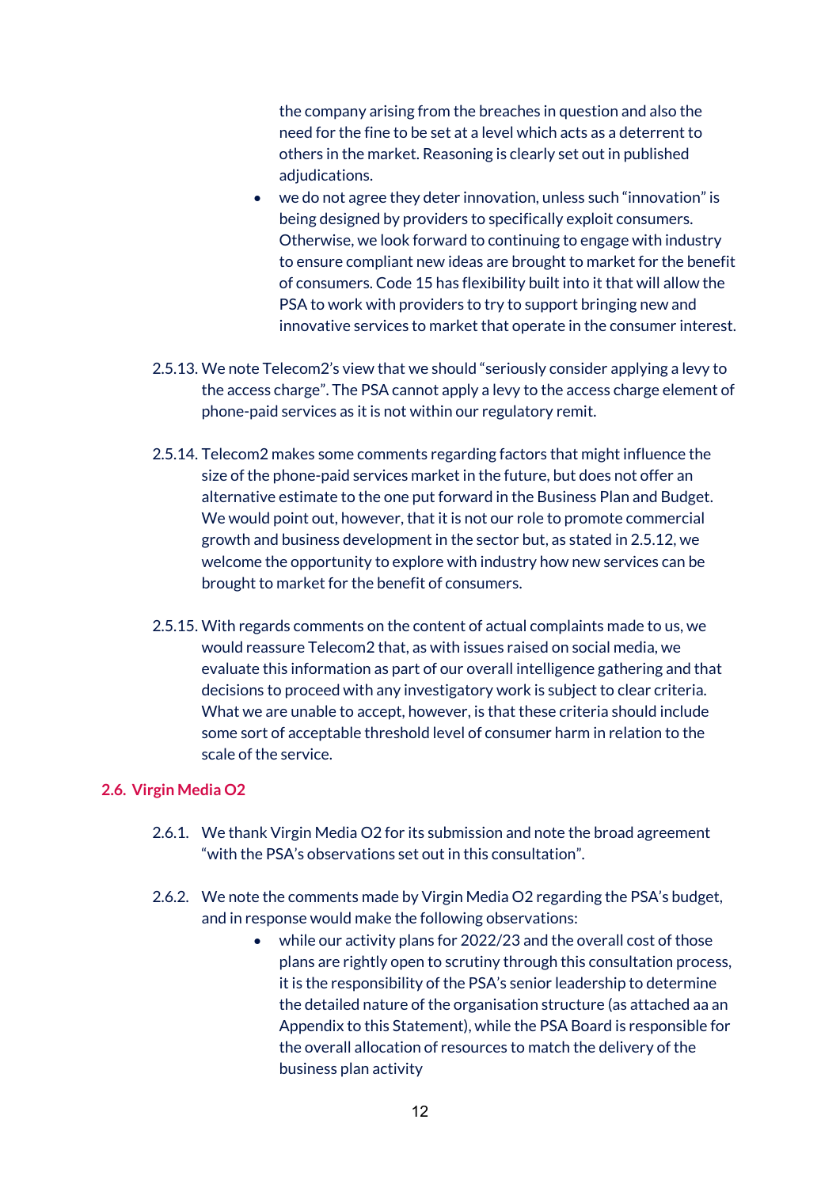the company arising from the breaches in question and also the need for the fine to be set at a level which acts as a deterrent to others in the market. Reasoning is clearly set out in published adjudications.

- we do not agree they deter innovation, unless such "innovation" is being designed by providers to specifically exploit consumers. Otherwise, we look forward to continuing to engage with industry to ensure compliant new ideas are brought to market for the benefit of consumers. Code 15 has flexibility built into it that will allow the PSA to work with providers to try to support bringing new and innovative services to market that operate in the consumer interest.

2.5.13. We note Telecom2's view that we should "seriously consider applying a levy to the access charge". The PSA cannot apply a levy to the access charge element of phone-paid services as it is not within our regulatory remit.

2.5.14. Telecom2 makes some comments regarding factors that might influence the size of the phone-paid services market in the future, but does not offer an alternative estimate to the one put forward in the Business Plan and Budget. We would point out, however, that it is not our role to promote commercial growth and business development in the sector but, as stated in 2.5.12, we welcome the opportunity to explore with industry how new services can be brought to market for the benefit of consumers.

2.5.15. With regards comments on the content of actual complaints made to us, we would reassure Telecom2 that, as with issues raised on social media, we evaluate this information as part of our overall intelligence gathering and that decisions to proceed with any investigatory work is subject to clear criteria. What we are unable to accept, however, is that these criteria should include some sort of acceptable threshold level of consumer harm in relation to the scale of the service.

## 2.6. Virgin Media O2

2.6.1. We thank Virgin Media O2 for its submission and note the broad agreement "with the PSA's observations set out in this consultation".

2.6.2. We note the comments made by Virgin Media O2 regarding the PSA's budget, and in response would make the following observations:

- while our activity plans for 2022/23 and the overall cost of those plans are rightly open to scrutiny through this consultation process, it is the responsibility of the PSA's senior leadership to determine the detailed nature of the organisation structure (as attached aa an Appendix to this Statement), while the PSA Board is responsible for the overall allocation of resources to match the delivery of the business plan activity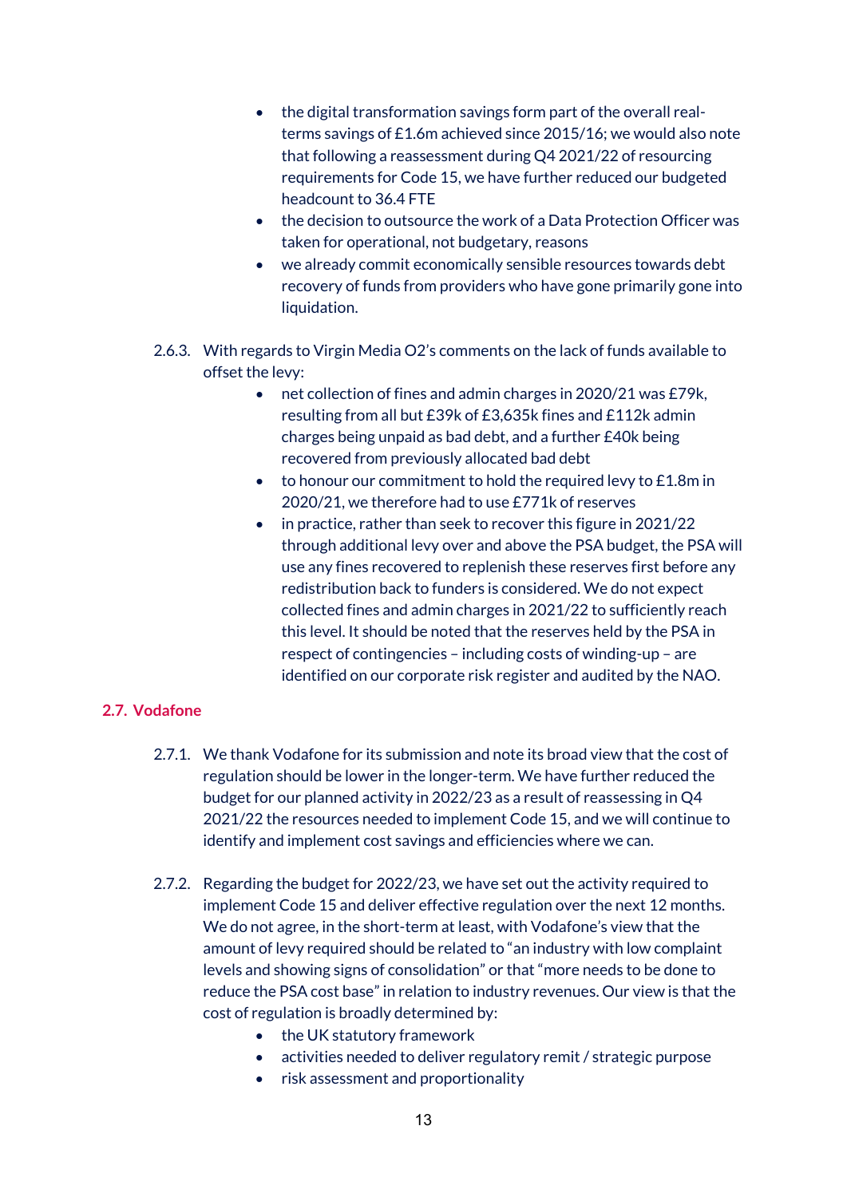- the digital transformation savings form part of the overall real-terms savings of £1.6m achieved since 2015/16; we would also note that following a reassessment during Q4 2021/22 of resourcing requirements for Code 15, we have further reduced our budgeted headcount to 36.4 FTE
- the decision to outsource the work of a Data Protection Officer was taken for operational, not budgetary, reasons
- we already commit economically sensible resources towards debt recovery of funds from providers who have gone primarily gone into liquidation.

2.6.3. With regards to Virgin Media O2's comments on the lack of funds available to offset the levy:

- net collection of fines and admin charges in 2020/21 was £79k, resulting from all but £39k of £3,635k fines and £112k admin charges being unpaid as bad debt, and a further £40k being recovered from previously allocated bad debt
- to honour our commitment to hold the required levy to £1.8m in 2020/21, we therefore had to use £771k of reserves
- in practice, rather than seek to recover this figure in 2021/22 through additional levy over and above the PSA budget, the PSA will use any fines recovered to replenish these reserves first before any redistribution back to funders is considered. We do not expect collected fines and admin charges in 2021/22 to sufficiently reach this level. It should be noted that the reserves held by the PSA in respect of contingencies – including costs of winding-up – are identified on our corporate risk register and audited by the NAO.

## 2.7. Vodafone

2.7.1. We thank Vodafone for its submission and note its broad view that the cost of regulation should be lower in the longer-term. We have further reduced the budget for our planned activity in 2022/23 as a result of reassessing in Q4 2021/22 the resources needed to implement Code 15, and we will continue to identify and implement cost savings and efficiencies where we can.

2.7.2. Regarding the budget for 2022/23, we have set out the activity required to implement Code 15 and deliver effective regulation over the next 12 months. We do not agree, in the short-term at least, with Vodafone's view that the amount of levy required should be related to "an industry with low complaint levels and showing signs of consolidation" or that "more needs to be done to reduce the PSA cost base" in relation to industry revenues. Our view is that the cost of regulation is broadly determined by:

- the UK statutory framework
- activities needed to deliver regulatory remit / strategic purpose
- risk assessment and proportionality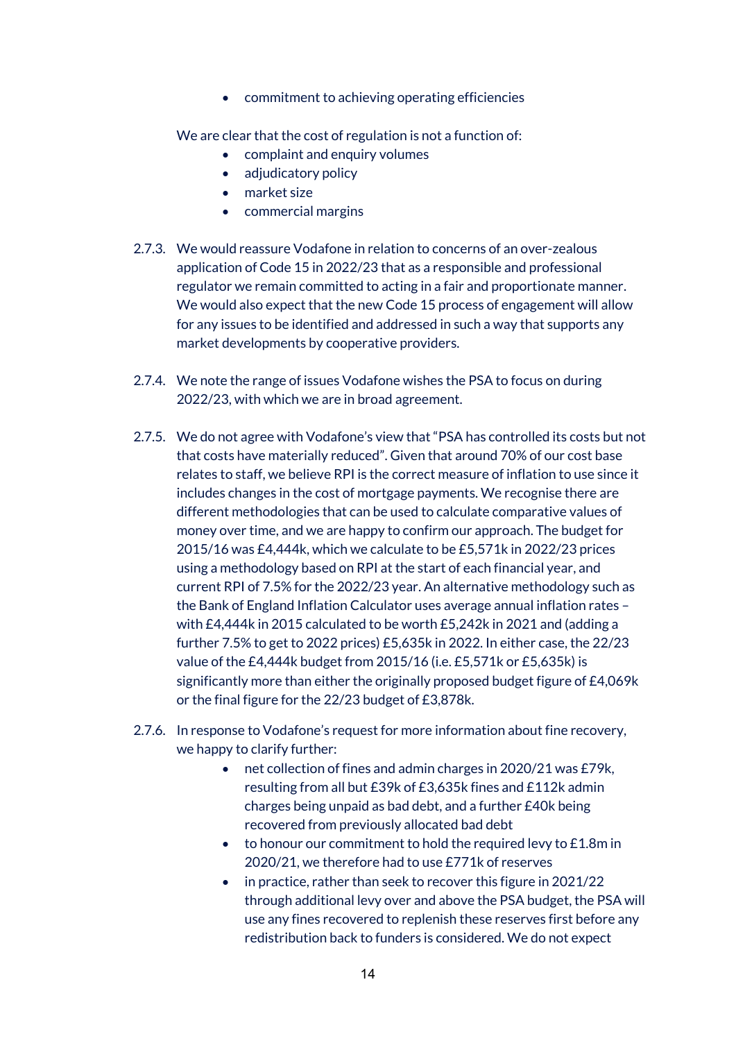- commitment to achieving operating efficiencies

We are clear that the cost of regulation is not a function of:

- complaint and enquiry volumes
- adjudicatory policy
- market size
- commercial margins

2.7.3. We would reassure Vodafone in relation to concerns of an over-zealous application of Code 15 in 2022/23 that as a responsible and professional regulator we remain committed to acting in a fair and proportionate manner. We would also expect that the new Code 15 process of engagement will allow for any issues to be identified and addressed in such a way that supports any market developments by cooperative providers.

2.7.4. We note the range of issues Vodafone wishes the PSA to focus on during 2022/23, with which we are in broad agreement.

2.7.5. We do not agree with Vodafone's view that "PSA has controlled its costs but not that costs have materially reduced". Given that around 70% of our cost base relates to staff, we believe RPI is the correct measure of inflation to use since it includes changes in the cost of mortgage payments. We recognise there are different methodologies that can be used to calculate comparative values of money over time, and we are happy to confirm our approach. The budget for 2015/16 was £4,444k, which we calculate to be £5,571k in 2022/23 prices using a methodology based on RPI at the start of each financial year, and current RPI of 7.5% for the 2022/23 year. An alternative methodology such as the Bank of England Inflation Calculator uses average annual inflation rates – with £4,444k in 2015 calculated to be worth £5,242k in 2021 and (adding a further 7.5% to get to 2022 prices) £5,635k in 2022. In either case, the 22/23 value of the £4,444k budget from 2015/16 (i.e. £5,571k or £5,635k) is significantly more than either the originally proposed budget figure of £4,069k or the final figure for the 22/23 budget of £3,878k.

2.7.6. In response to Vodafone's request for more information about fine recovery, we happy to clarify further:

- net collection of fines and admin charges in 2020/21 was £79k, resulting from all but £39k of £3,635k fines and £112k admin charges being unpaid as bad debt, and a further £40k being recovered from previously allocated bad debt
- to honour our commitment to hold the required levy to £1.8m in 2020/21, we therefore had to use £771k of reserves
- in practice, rather than seek to recover this figure in 2021/22 through additional levy over and above the PSA budget, the PSA will use any fines recovered to replenish these reserves first before any redistribution back to funders is considered. We do not expect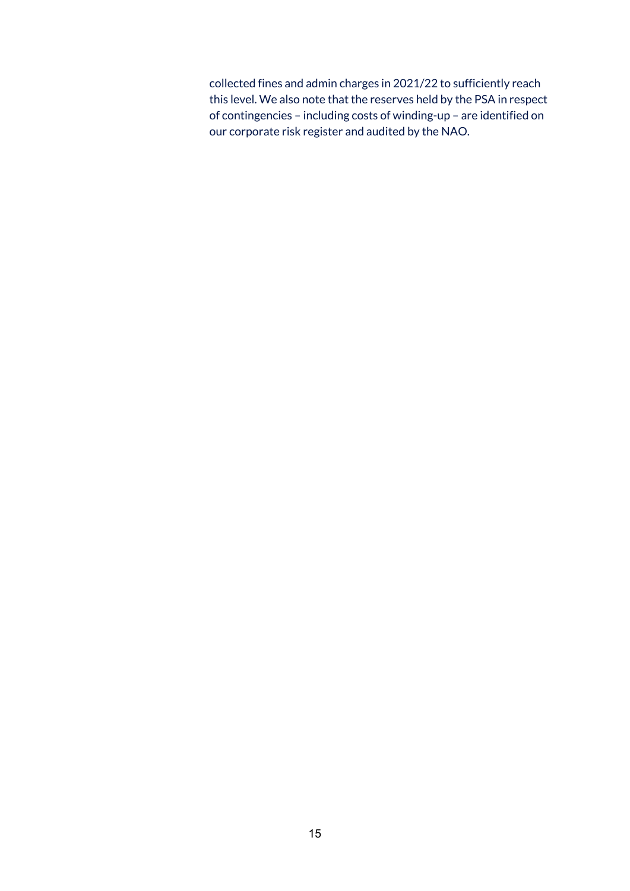collected fines and admin charges in 2021/22 to sufficiently reach this level. We also note that the reserves held by the PSA in respect of contingencies – including costs of winding-up – are identified on our corporate risk register and audited by the NAO.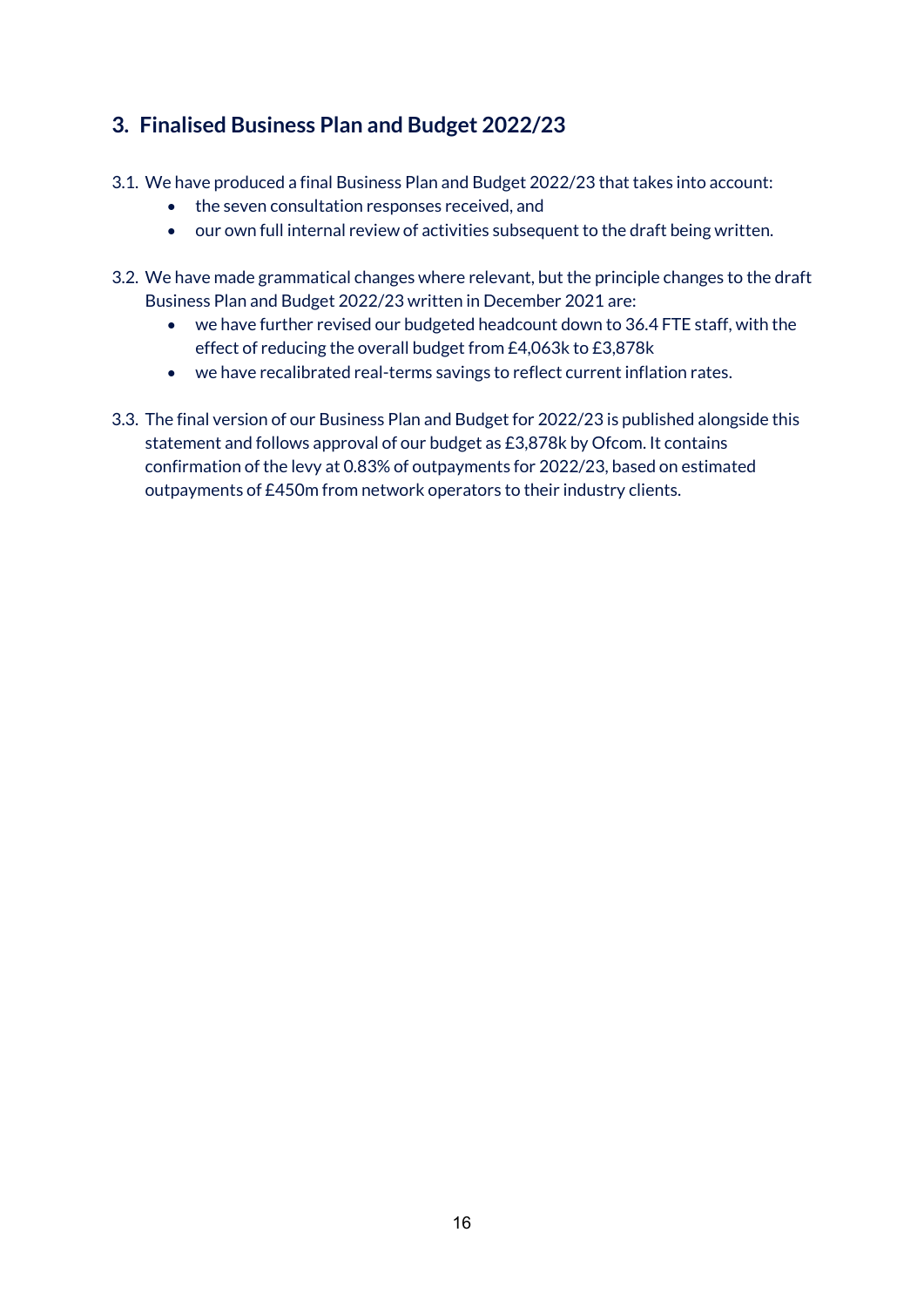## 3. Finalised Business Plan and Budget 2022/23

3.1. We have produced a final Business Plan and Budget 2022/23 that takes into account:

- the seven consultation responses received, and
- our own full internal review of activities subsequent to the draft being written.

3.2. We have made grammatical changes where relevant, but the principle changes to the draft Business Plan and Budget 2022/23 written in December 2021 are:

- we have further revised our budgeted headcount down to 36.4 FTE staff, with the effect of reducing the overall budget from £4,063k to £3,878k
- we have recalibrated real-terms savings to reflect current inflation rates.

3.3. The final version of our Business Plan and Budget for 2022/23 is published alongside this statement and follows approval of our budget as £3,878k by Ofcom. It contains confirmation of the levy at 0.83% of outpayments for 2022/23, based on estimated outpayments of £450m from network operators to their industry clients.